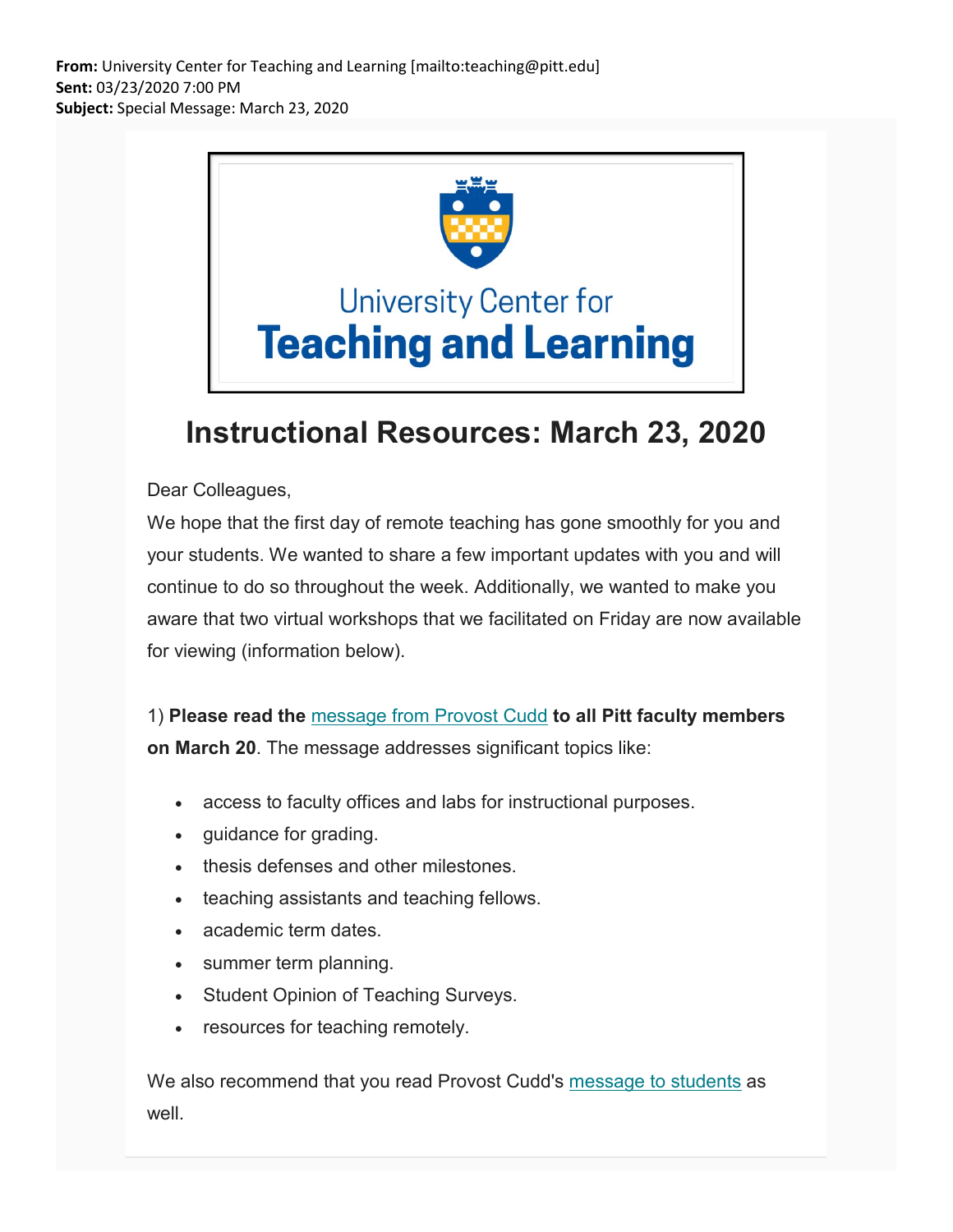**From:** University Center for Teaching and Learning [mailto:teaching@pitt.edu]
**Sent:** 03/23/2020 7:00 PM
**Subject:** Special Message: March 23, 2020

University Center for
**Teaching and Learning**

# Instructional Resources: March 23, 2020

Dear Colleagues,

We hope that the first day of remote teaching has gone smoothly for you and your students. We wanted to share a few important updates with you and will continue to do so throughout the week. Additionally, we wanted to make you aware that two virtual workshops that we facilitated on Friday are now available for viewing (information below).

1) **Please read the** message from Provost Cudd **to all Pitt faculty members on March 20**. The message addresses significant topics like:

- access to faculty offices and labs for instructional purposes.
- guidance for grading.
- thesis defenses and other milestones.
- teaching assistants and teaching fellows.
- academic term dates.
- summer term planning.
- Student Opinion of Teaching Surveys.
- resources for teaching remotely.

We also recommend that you read Provost Cudd's message to students as well.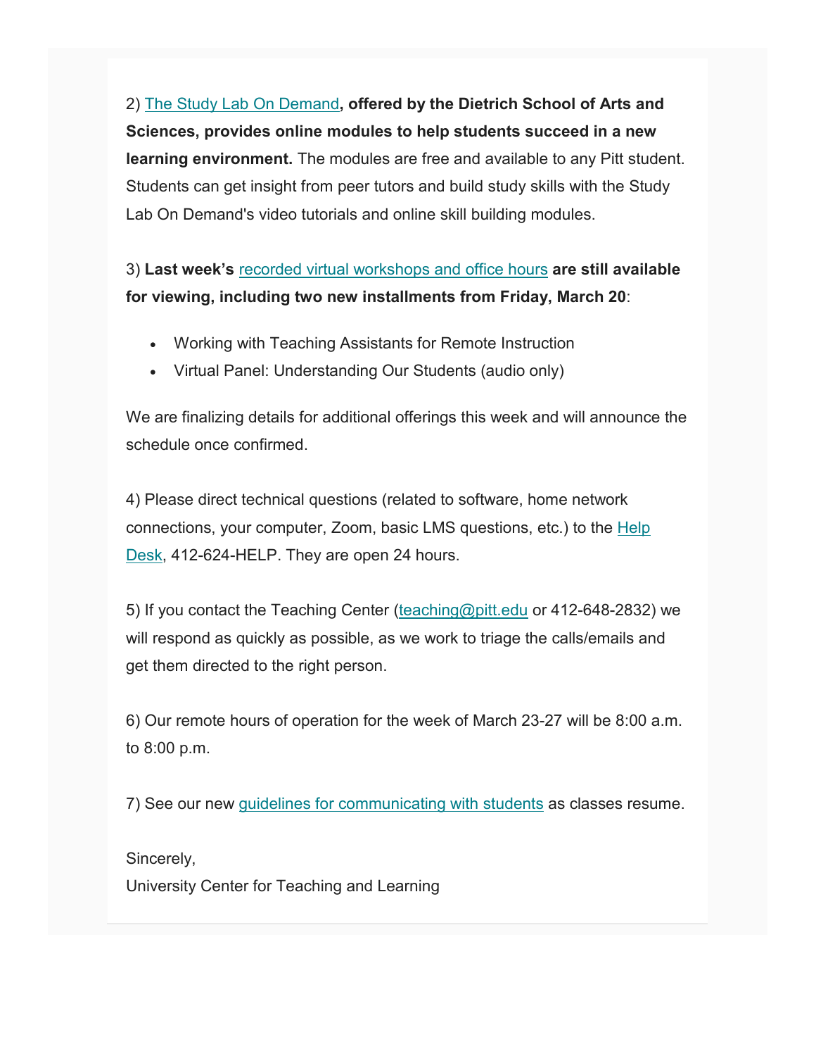2) The Study Lab On Demand**, offered by the Dietrich School of Arts and Sciences, provides online modules to help students succeed in a new learning environment.** The modules are free and available to any Pitt student. Students can get insight from peer tutors and build study skills with the Study Lab On Demand's video tutorials and online skill building modules.

3) **Last week's** recorded virtual workshops and office hours **are still available for viewing, including two new installments from Friday, March 20**:

- Working with Teaching Assistants for Remote Instruction
- Virtual Panel: Understanding Our Students (audio only)

We are finalizing details for additional offerings this week and will announce the schedule once confirmed.

4) Please direct technical questions (related to software, home network connections, your computer, Zoom, basic LMS questions, etc.) to the Help Desk, 412-624-HELP. They are open 24 hours.

5) If you contact the Teaching Center (teaching@pitt.edu or 412-648-2832) we will respond as quickly as possible, as we work to triage the calls/emails and get them directed to the right person.

6) Our remote hours of operation for the week of March 23-27 will be 8:00 a.m. to 8:00 p.m.

7) See our new guidelines for communicating with students as classes resume.

Sincerely,
University Center for Teaching and Learning